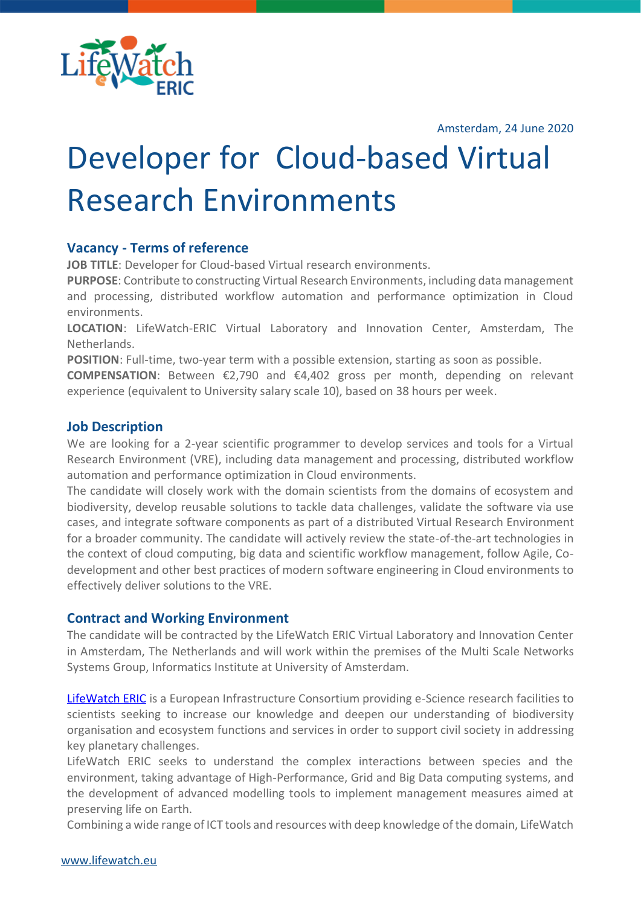Amsterdam, 24 June 2020

# Developer for Cloud-based Virtual Research Environments

## Vacancy - Terms of reference

**JOB TITLE**: Developer for Cloud-based Virtual research environments.

**PURPOSE**: Contribute to constructing Virtual Research Environments, including data management and processing, distributed workflow automation and performance optimization in Cloud environments.

**LOCATION**: LifeWatch-ERIC Virtual Laboratory and Innovation Center, Amsterdam, The Netherlands.

**POSITION**: Full-time, two-year term with a possible extension, starting as soon as possible.

**COMPENSATION**: Between €2,790 and €4,402 gross per month, depending on relevant experience (equivalent to University salary scale 10), based on 38 hours per week.

## Job Description

We are looking for a 2-year scientific programmer to develop services and tools for a Virtual Research Environment (VRE), including data management and processing, distributed workflow automation and performance optimization in Cloud environments.

The candidate will closely work with the domain scientists from the domains of ecosystem and biodiversity, develop reusable solutions to tackle data challenges, validate the software via use cases, and integrate software components as part of a distributed Virtual Research Environment for a broader community. The candidate will actively review the state-of-the-art technologies in the context of cloud computing, big data and scientific workflow management, follow Agile, Co-development and other best practices of modern software engineering in Cloud environments to effectively deliver solutions to the VRE.

## Contract and Working Environment

The candidate will be contracted by the LifeWatch ERIC Virtual Laboratory and Innovation Center in Amsterdam, The Netherlands and will work within the premises of the Multi Scale Networks Systems Group, Informatics Institute at University of Amsterdam.

LifeWatch ERIC is a European Infrastructure Consortium providing e-Science research facilities to scientists seeking to increase our knowledge and deepen our understanding of biodiversity organisation and ecosystem functions and services in order to support civil society in addressing key planetary challenges.

LifeWatch ERIC seeks to understand the complex interactions between species and the environment, taking advantage of High-Performance, Grid and Big Data computing systems, and the development of advanced modelling tools to implement management measures aimed at preserving life on Earth.

Combining a wide range of ICT tools and resources with deep knowledge of the domain, LifeWatch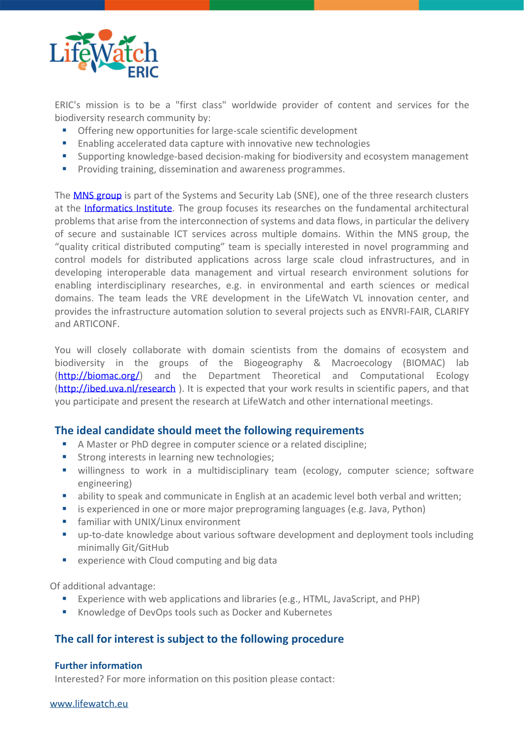ERIC's mission is to be a "first class" worldwide provider of content and services for the biodiversity research community by:

- Offering new opportunities for large-scale scientific development
- Enabling accelerated data capture with innovative new technologies
- Supporting knowledge-based decision-making for biodiversity and ecosystem management
- Providing training, dissemination and awareness programmes.

The [MNS group](#) is part of the Systems and Security Lab (SNE), one of the three research clusters at the [Informatics Institute](#). The group focuses its researches on the fundamental architectural problems that arise from the interconnection of systems and data flows, in particular the delivery of secure and sustainable ICT services across multiple domains. Within the MNS group, the "quality critical distributed computing" team is specially interested in novel programming and control models for distributed applications across large scale cloud infrastructures, and in developing interoperable data management and virtual research environment solutions for enabling interdisciplinary researches, e.g. in environmental and earth sciences or medical domains. The team leads the VRE development in the LifeWatch VL innovation center, and provides the infrastructure automation solution to several projects such as ENVRI-FAIR, CLARIFY and ARTICONF.

You will closely collaborate with domain scientists from the domains of ecosystem and biodiversity in the groups of the Biogeography & Macroecology (BIOMAC) lab (http://biomac.org/) and the Department Theoretical and Computational Ecology (http://ibed.uva.nl/research ). It is expected that your work results in scientific papers, and that you participate and present the research at LifeWatch and other international meetings.

## The ideal candidate should meet the following requirements

- A Master or PhD degree in computer science or a related discipline;
- Strong interests in learning new technologies;
- willingness to work in a multidisciplinary team (ecology, computer science; software engineering)
- ability to speak and communicate in English at an academic level both verbal and written;
- is experienced in one or more major preprograming languages (e.g. Java, Python)
- familiar with UNIX/Linux environment
- up-to-date knowledge about various software development and deployment tools including minimally Git/GitHub
- experience with Cloud computing and big data

Of additional advantage:

- Experience with web applications and libraries (e.g., HTML, JavaScript, and PHP)
- Knowledge of DevOps tools such as Docker and Kubernetes

## The call for interest is subject to the following procedure

### Further information

Interested? For more information on this position please contact: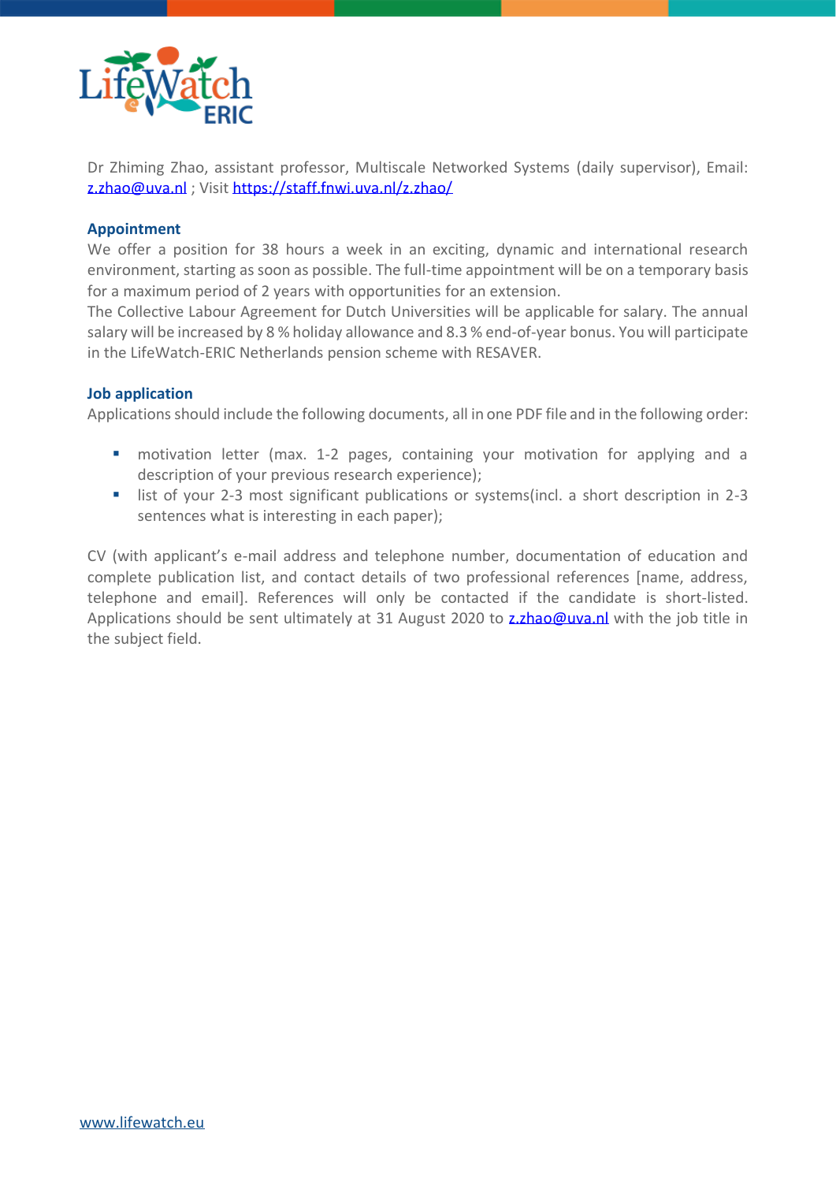Dr Zhiming Zhao, assistant professor, Multiscale Networked Systems (daily supervisor), Email: z.zhao@uva.nl ; Visit https://staff.fnwi.uva.nl/z.zhao/

## Appointment

We offer a position for 38 hours a week in an exciting, dynamic and international research environment, starting as soon as possible. The full-time appointment will be on a temporary basis for a maximum period of 2 years with opportunities for an extension.

The Collective Labour Agreement for Dutch Universities will be applicable for salary. The annual salary will be increased by 8 % holiday allowance and 8.3 % end-of-year bonus. You will participate in the LifeWatch-ERIC Netherlands pension scheme with RESAVER.

## Job application

Applications should include the following documents, all in one PDF file and in the following order:

- motivation letter (max. 1-2 pages, containing your motivation for applying and a description of your previous research experience);
- list of your 2-3 most significant publications or systems(incl. a short description in 2-3 sentences what is interesting in each paper);

CV (with applicant's e-mail address and telephone number, documentation of education and complete publication list, and contact details of two professional references [name, address, telephone and email]. References will only be contacted if the candidate is short-listed. Applications should be sent ultimately at 31 August 2020 to z.zhao@uva.nl with the job title in the subject field.